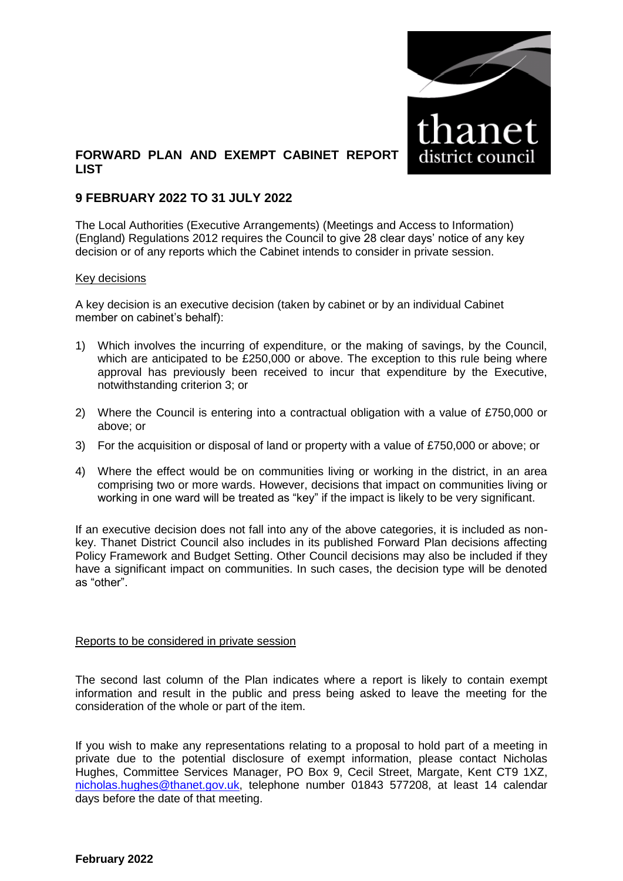# FORWARD PLAN AND EXEMPT CABINET REPORT LIST

## 9 FEBRUARY 2022 TO 31 JULY 2022

The Local Authorities (Executive Arrangements) (Meetings and Access to Information) (England) Regulations 2012 requires the Council to give 28 clear days' notice of any key decision or of any reports which the Cabinet intends to consider in private session.

### Key decisions

A key decision is an executive decision (taken by cabinet or by an individual Cabinet member on cabinet's behalf):

1) Which involves the incurring of expenditure, or the making of savings, by the Council, which are anticipated to be £250,000 or above. The exception to this rule being where approval has previously been received to incur that expenditure by the Executive, notwithstanding criterion 3; or
2) Where the Council is entering into a contractual obligation with a value of £750,000 or above; or
3) For the acquisition or disposal of land or property with a value of £750,000 or above; or
4) Where the effect would be on communities living or working in the district, in an area comprising two or more wards. However, decisions that impact on communities living or working in one ward will be treated as "key" if the impact is likely to be very significant.

If an executive decision does not fall into any of the above categories, it is included as non-key. Thanet District Council also includes in its published Forward Plan decisions affecting Policy Framework and Budget Setting. Other Council decisions may also be included if they have a significant impact on communities. In such cases, the decision type will be denoted as "other".

### Reports to be considered in private session

The second last column of the Plan indicates where a report is likely to contain exempt information and result in the public and press being asked to leave the meeting for the consideration of the whole or part of the item.

If you wish to make any representations relating to a proposal to hold part of a meeting in private due to the potential disclosure of exempt information, please contact Nicholas Hughes, Committee Services Manager, PO Box 9, Cecil Street, Margate, Kent CT9 1XZ, nicholas.hughes@thanet.gov.uk, telephone number 01843 577208, at least 14 calendar days before the date of that meeting.

**February 2022**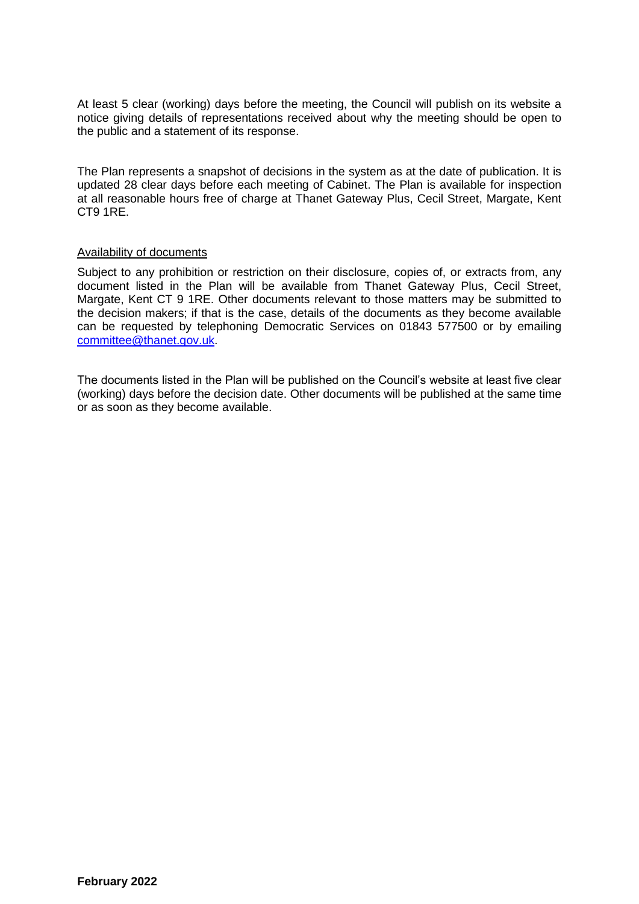At least 5 clear (working) days before the meeting, the Council will publish on its website a notice giving details of representations received about why the meeting should be open to the public and a statement of its response.

The Plan represents a snapshot of decisions in the system as at the date of publication. It is updated 28 clear days before each meeting of Cabinet. The Plan is available for inspection at all reasonable hours free of charge at Thanet Gateway Plus, Cecil Street, Margate, Kent CT9 1RE.

Availability of documents

Subject to any prohibition or restriction on their disclosure, copies of, or extracts from, any document listed in the Plan will be available from Thanet Gateway Plus, Cecil Street, Margate, Kent CT 9 1RE. Other documents relevant to those matters may be submitted to the decision makers; if that is the case, details of the documents as they become available can be requested by telephoning Democratic Services on 01843 577500 or by emailing committee@thanet.gov.uk.

The documents listed in the Plan will be published on the Council's website at least five clear (working) days before the decision date. Other documents will be published at the same time or as soon as they become available.

**February 2022**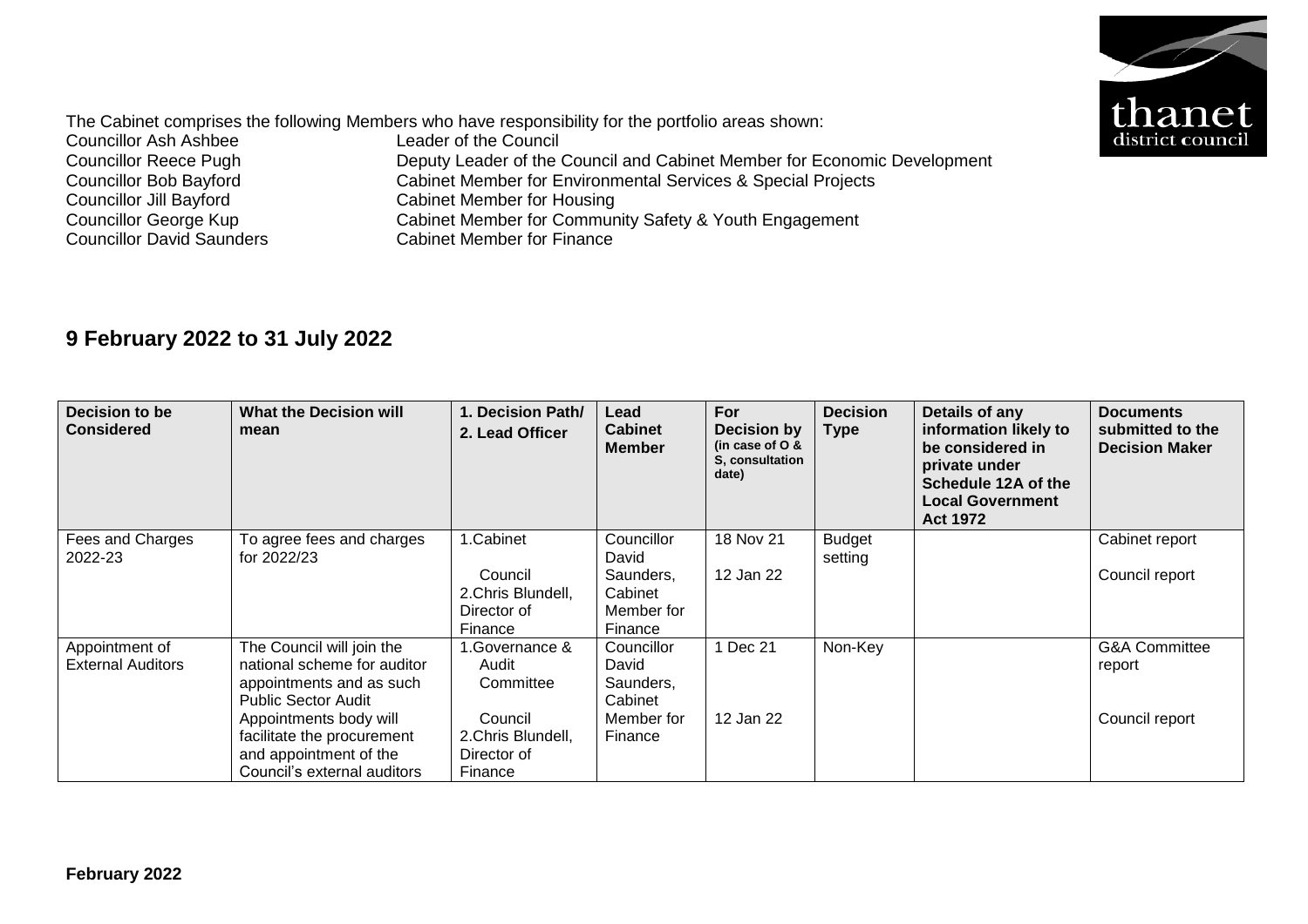The Cabinet comprises the following Members who have responsibility for the portfolio areas shown:

| | |
|---|---|
| Councillor Ash Ashbee | Leader of the Council |
| Councillor Reece Pugh | Deputy Leader of the Council and Cabinet Member for Economic Development |
| Councillor Bob Bayford | Cabinet Member for Environmental Services & Special Projects |
| Councillor Jill Bayford | Cabinet Member for Housing |
| Councillor George Kup | Cabinet Member for Community Safety & Youth Engagement |
| Councillor David Saunders | Cabinet Member for Finance |

## 9 February 2022 to 31 July 2022

| Decision to be Considered | What the Decision will mean | 1. Decision Path/ 2. Lead Officer | Lead Cabinet Member | For Decision by (in case of O & S, consultation date) | Decision Type | Details of any information likely to be considered in private under Schedule 12A of the Local Government Act 1972 | Documents submitted to the Decision Maker |
|---|---|---|---|---|---|---|---|
| Fees and Charges 2022-23 | To agree fees and charges for 2022/23 | 1.Cabinet<br>Council<br>2.Chris Blundell, Director of Finance | Councillor David Saunders, Cabinet Member for Finance | 18 Nov 21<br>12 Jan 22 | Budget setting | | Cabinet report<br>Council report |
| Appointment of External Auditors | The Council will join the national scheme for auditor appointments and as such Public Sector Audit Appointments body will facilitate the procurement and appointment of the Council's external auditors | 1.Governance & Audit Committee<br>Council<br>2.Chris Blundell, Director of Finance | Councillor David Saunders, Cabinet Member for Finance | 1 Dec 21<br>12 Jan 22 | Non-Key | | G&A Committee report<br>Council report |

**February 2022**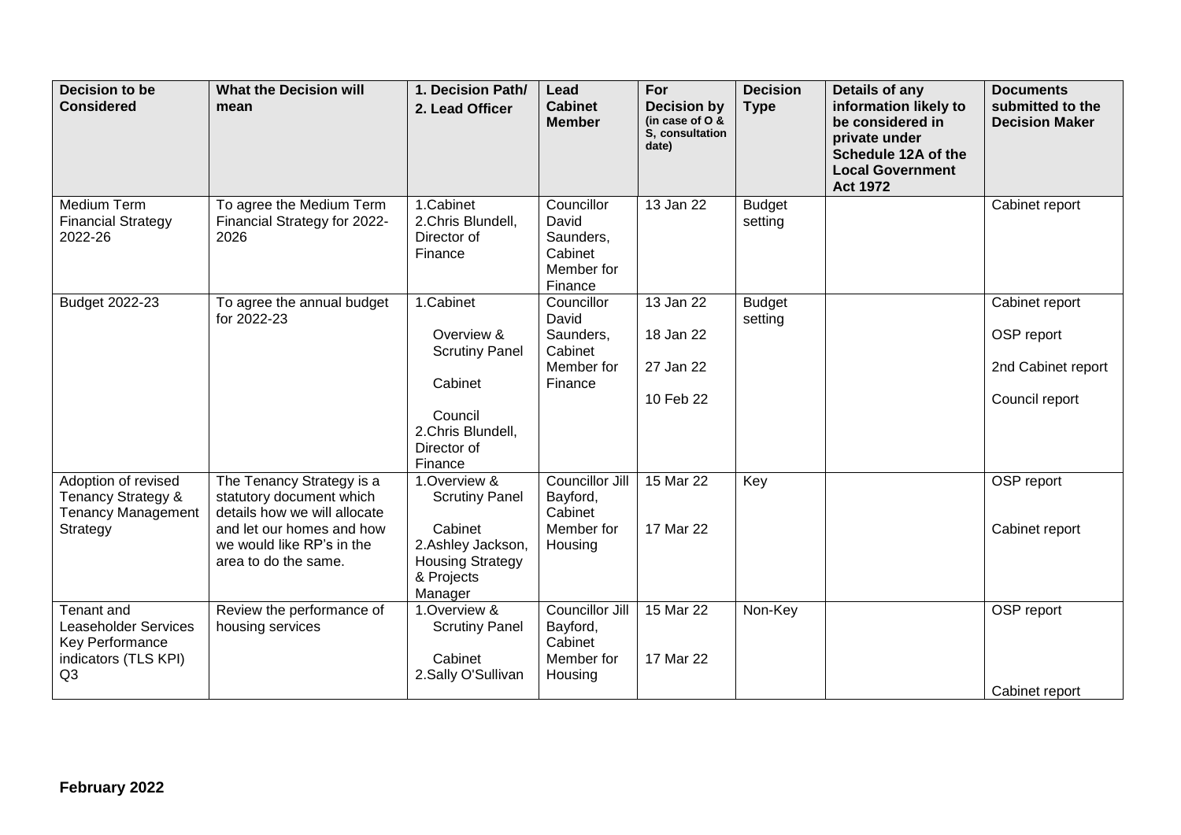| Decision to be Considered | What the Decision will mean | 1. Decision Path/ 2. Lead Officer | Lead Cabinet Member | For Decision by (in case of O & S, consultation date) | Decision Type | Details of any information likely to be considered in private under Schedule 12A of the Local Government Act 1972 | Documents submitted to the Decision Maker |
|---|---|---|---|---|---|---|---|
| Medium Term Financial Strategy 2022-26 | To agree the Medium Term Financial Strategy for 2022-2026 | 1.Cabinet 2.Chris Blundell, Director of Finance | Councillor David Saunders, Cabinet Member for Finance | 13 Jan 22 | Budget setting | | Cabinet report |
| Budget 2022-23 | To agree the annual budget for 2022-23 | 1.Cabinet Overview & Scrutiny Panel Cabinet Council 2.Chris Blundell, Director of Finance | Councillor David Saunders, Cabinet Member for Finance | 13 Jan 22 18 Jan 22 27 Jan 22 10 Feb 22 | Budget setting | | Cabinet report OSP report 2nd Cabinet report Council report |
| Adoption of revised Tenancy Strategy & Tenancy Management Strategy | The Tenancy Strategy is a statutory document which details how we will allocate and let our homes and how we would like RP's in the area to do the same. | 1.Overview & Scrutiny Panel Cabinet 2.Ashley Jackson, Housing Strategy & Projects Manager | Councillor Jill Bayford, Cabinet Member for Housing | 15 Mar 22 17 Mar 22 | Key | | OSP report Cabinet report |
| Tenant and Leaseholder Services Key Performance indicators (TLS KPI) Q3 | Review the performance of housing services | 1.Overview & Scrutiny Panel Cabinet 2.Sally O'Sullivan | Councillor Jill Bayford, Cabinet Member for Housing | 15 Mar 22 17 Mar 22 | Non-Key | | OSP report Cabinet report |

**February 2022**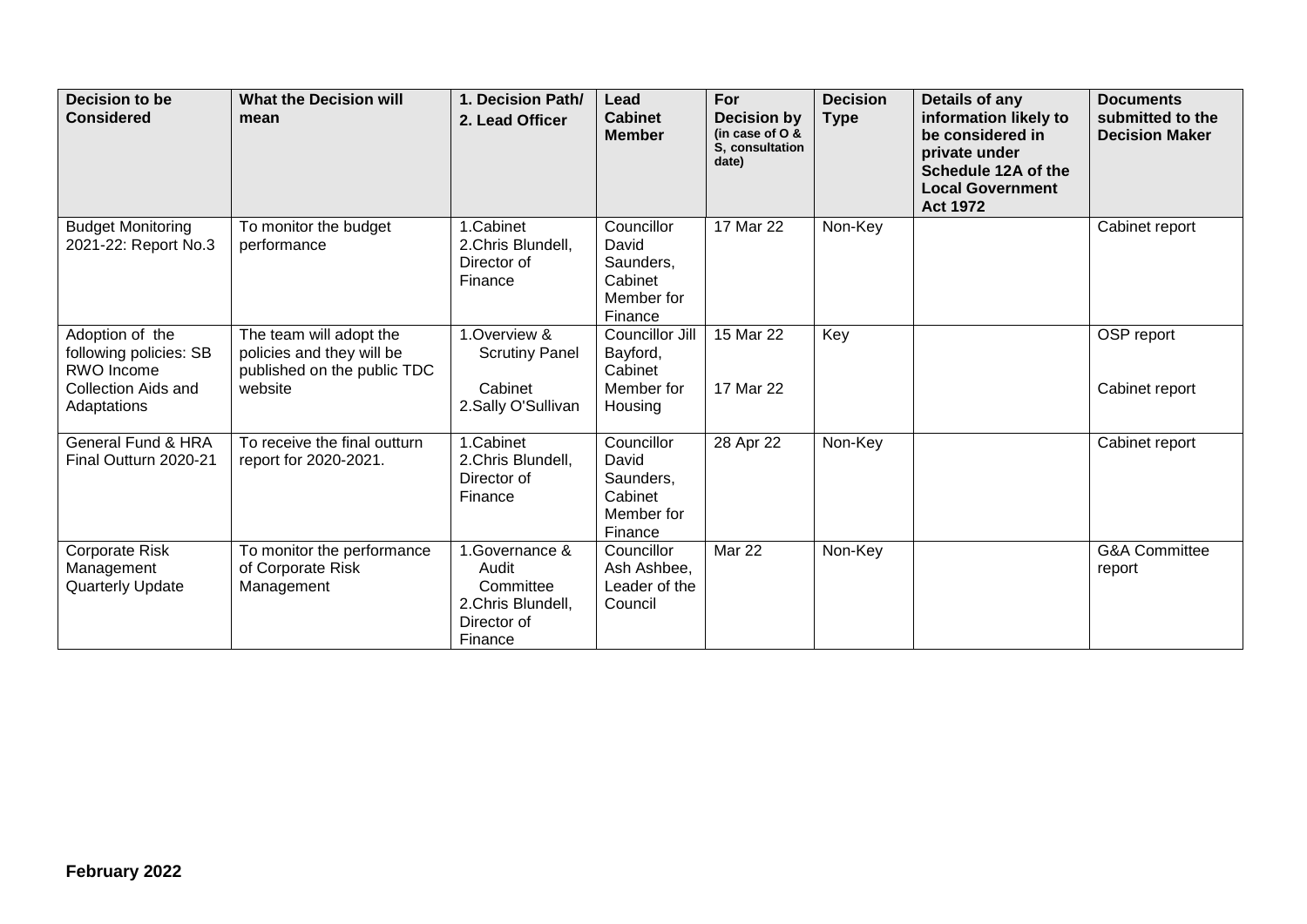| Decision to be Considered | What the Decision will mean | 1. Decision Path/ 2. Lead Officer | Lead Cabinet Member | For Decision by (in case of O & S, consultation date) | Decision Type | Details of any information likely to be considered in private under Schedule 12A of the Local Government Act 1972 | Documents submitted to the Decision Maker |
|---|---|---|---|---|---|---|---|
| Budget Monitoring 2021-22: Report No.3 | To monitor the budget performance | 1.Cabinet 2.Chris Blundell, Director of Finance | Councillor David Saunders, Cabinet Member for Finance | 17 Mar 22 | Non-Key | | Cabinet report |
| Adoption of the following policies: SB RWO Income Collection Aids and Adaptations | The team will adopt the policies and they will be published on the public TDC website | 1.Overview & Scrutiny Panel Cabinet 2.Sally O'Sullivan | Councillor Jill Bayford, Cabinet Member for Housing | 15 Mar 22 17 Mar 22 | Key | | OSP report Cabinet report |
| General Fund & HRA Final Outturn 2020-21 | To receive the final outturn report for 2020-2021. | 1.Cabinet 2.Chris Blundell, Director of Finance | Councillor David Saunders, Cabinet Member for Finance | 28 Apr 22 | Non-Key | | Cabinet report |
| Corporate Risk Management Quarterly Update | To monitor the performance of Corporate Risk Management | 1.Governance & Audit Committee 2.Chris Blundell, Director of Finance | Councillor Ash Ashbee, Leader of the Council | Mar 22 | Non-Key | | G&A Committee report |

**February 2022**